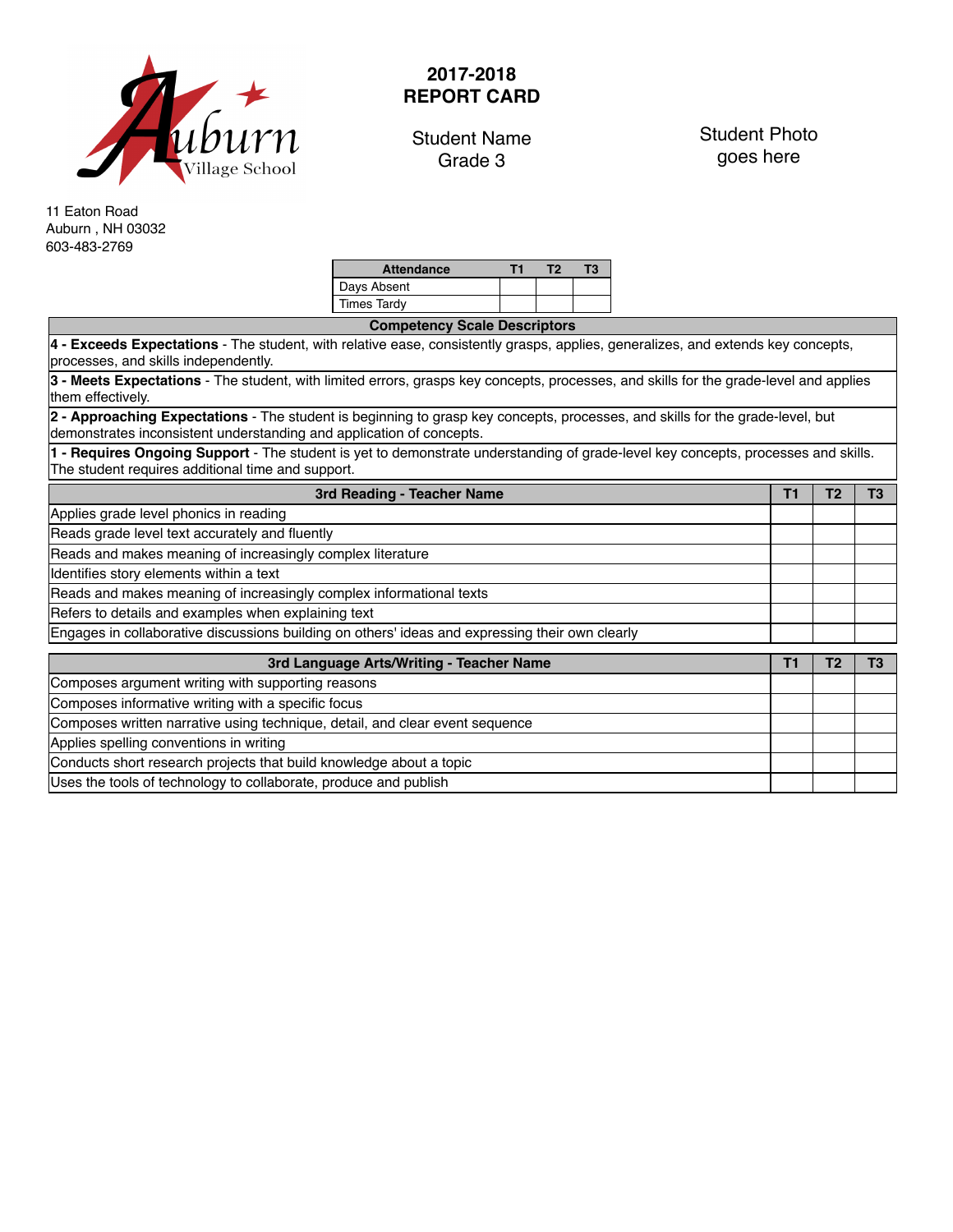Auburn Village School

11 Eaton Road
Auburn , NH 03032
603-483-2769

# 2017-2018 REPORT CARD

Student Name
Grade 3

Student Photo goes here

| Attendance | T1 | T2 | T3 |
|---|---|---|---|
| Days Absent | | | |
| Times Tardy | | | |

| Competency Scale Descriptors |
|---|
| **4 - Exceeds Expectations** - The student, with relative ease, consistently grasps, applies, generalizes, and extends key concepts, processes, and skills independently. |
| **3 - Meets Expectations** - The student, with limited errors, grasps key concepts, processes, and skills for the grade-level and applies them effectively. |
| **2 - Approaching Expectations** - The student is beginning to grasp key concepts, processes, and skills for the grade-level, but demonstrates inconsistent understanding and application of concepts. |
| **1 - Requires Ongoing Support** - The student is yet to demonstrate understanding of grade-level key concepts, processes and skills. The student requires additional time and support. |

| 3rd Reading - Teacher Name | T1 | T2 | T3 |
|---|---|---|---|
| Applies grade level phonics in reading | | | |
| Reads grade level text accurately and fluently | | | |
| Reads and makes meaning of increasingly complex literature | | | |
| Identifies story elements within a text | | | |
| Reads and makes meaning of increasingly complex informational texts | | | |
| Refers to details and examples when explaining text | | | |
| Engages in collaborative discussions building on others' ideas and expressing their own clearly | | | |

| 3rd Language Arts/Writing - Teacher Name | T1 | T2 | T3 |
|---|---|---|---|
| Composes argument writing with supporting reasons | | | |
| Composes informative writing with a specific focus | | | |
| Composes written narrative using technique, detail, and clear event sequence | | | |
| Applies spelling conventions in writing | | | |
| Conducts short research projects that build knowledge about a topic | | | |
| Uses the tools of technology to collaborate, produce and publish | | | |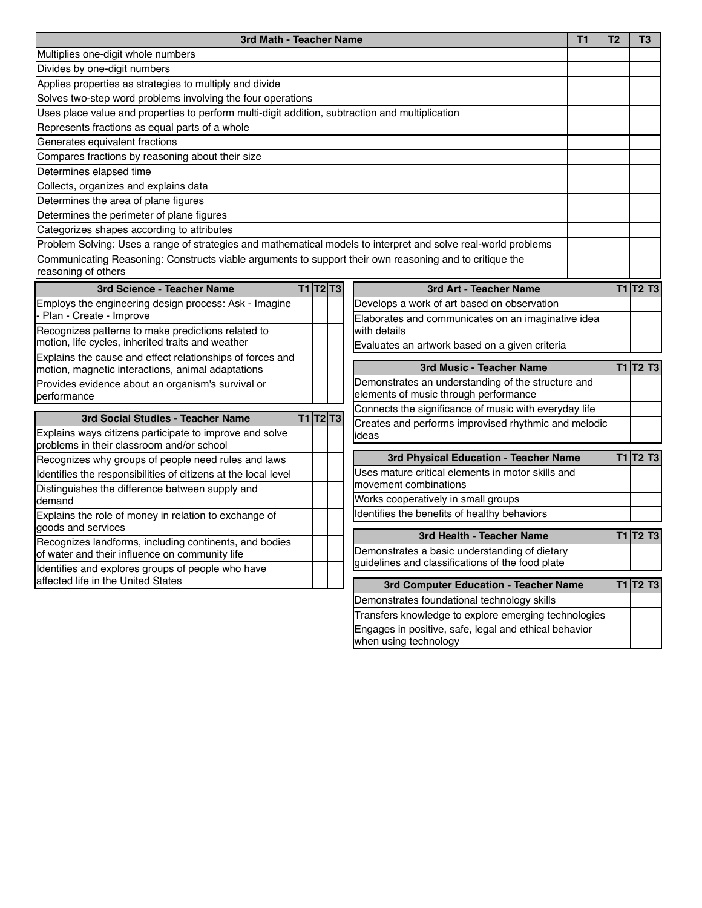| 3rd Math - Teacher Name | T1 | T2 | T3 |
| --- | --- | --- | --- |
| Multiplies one-digit whole numbers | | | |
| Divides by one-digit numbers | | | |
| Applies properties as strategies to multiply and divide | | | |
| Solves two-step word problems involving the four operations | | | |
| Uses place value and properties to perform multi-digit addition, subtraction and multiplication | | | |
| Represents fractions as equal parts of a whole | | | |
| Generates equivalent fractions | | | |
| Compares fractions by reasoning about their size | | | |
| Determines elapsed time | | | |
| Collects, organizes and explains data | | | |
| Determines the area of plane figures | | | |
| Determines the perimeter of plane figures | | | |
| Categorizes shapes according to attributes | | | |
| Problem Solving: Uses a range of strategies and mathematical models to interpret and solve real-world problems | | | |
| Communicating Reasoning: Constructs viable arguments to support their own reasoning and to critique the reasoning of others | | | |

| 3rd Science - Teacher Name | T1 | T2 | T3 |
| --- | --- | --- | --- |
| Employs the engineering design process: Ask - Imagine - Plan - Create - Improve | | | |
| Recognizes patterns to make predictions related to motion, life cycles, inherited traits and weather | | | |
| Explains the cause and effect relationships of forces and motion, magnetic interactions, animal adaptations | | | |
| Provides evidence about an organism's survival or performance | | | |

| 3rd Social Studies - Teacher Name | T1 | T2 | T3 |
| --- | --- | --- | --- |
| Explains ways citizens participate to improve and solve problems in their classroom and/or school | | | |
| Recognizes why groups of people need rules and laws | | | |
| Identifies the responsibilities of citizens at the local level | | | |
| Distinguishes the difference between supply and demand | | | |
| Explains the role of money in relation to exchange of goods and services | | | |
| Recognizes landforms, including continents, and bodies of water and their influence on community life | | | |
| Identifies and explores groups of people who have affected life in the United States | | | |

| 3rd Art - Teacher Name | T1 | T2 | T3 |
| --- | --- | --- | --- |
| Develops a work of art based on observation | | | |
| Elaborates and communicates on an imaginative idea with details | | | |
| Evaluates an artwork based on a given criteria | | | |

| 3rd Music - Teacher Name | T1 | T2 | T3 |
| --- | --- | --- | --- |
| Demonstrates an understanding of the structure and elements of music through performance | | | |
| Connects the significance of music with everyday life | | | |
| Creates and performs improvised rhythmic and melodic ideas | | | |

| 3rd Physical Education - Teacher Name | T1 | T2 | T3 |
| --- | --- | --- | --- |
| Uses mature critical elements in motor skills and movement combinations | | | |
| Works cooperatively in small groups | | | |
| Identifies the benefits of healthy behaviors | | | |

| 3rd Health - Teacher Name | T1 | T2 | T3 |
| --- | --- | --- | --- |
| Demonstrates a basic understanding of dietary guidelines and classifications of the food plate | | | |

| 3rd Computer Education - Teacher Name | T1 | T2 | T3 |
| --- | --- | --- | --- |
| Demonstrates foundational technology skills | | | |
| Transfers knowledge to explore emerging technologies | | | |
| Engages in positive, safe, legal and ethical behavior when using technology | | | |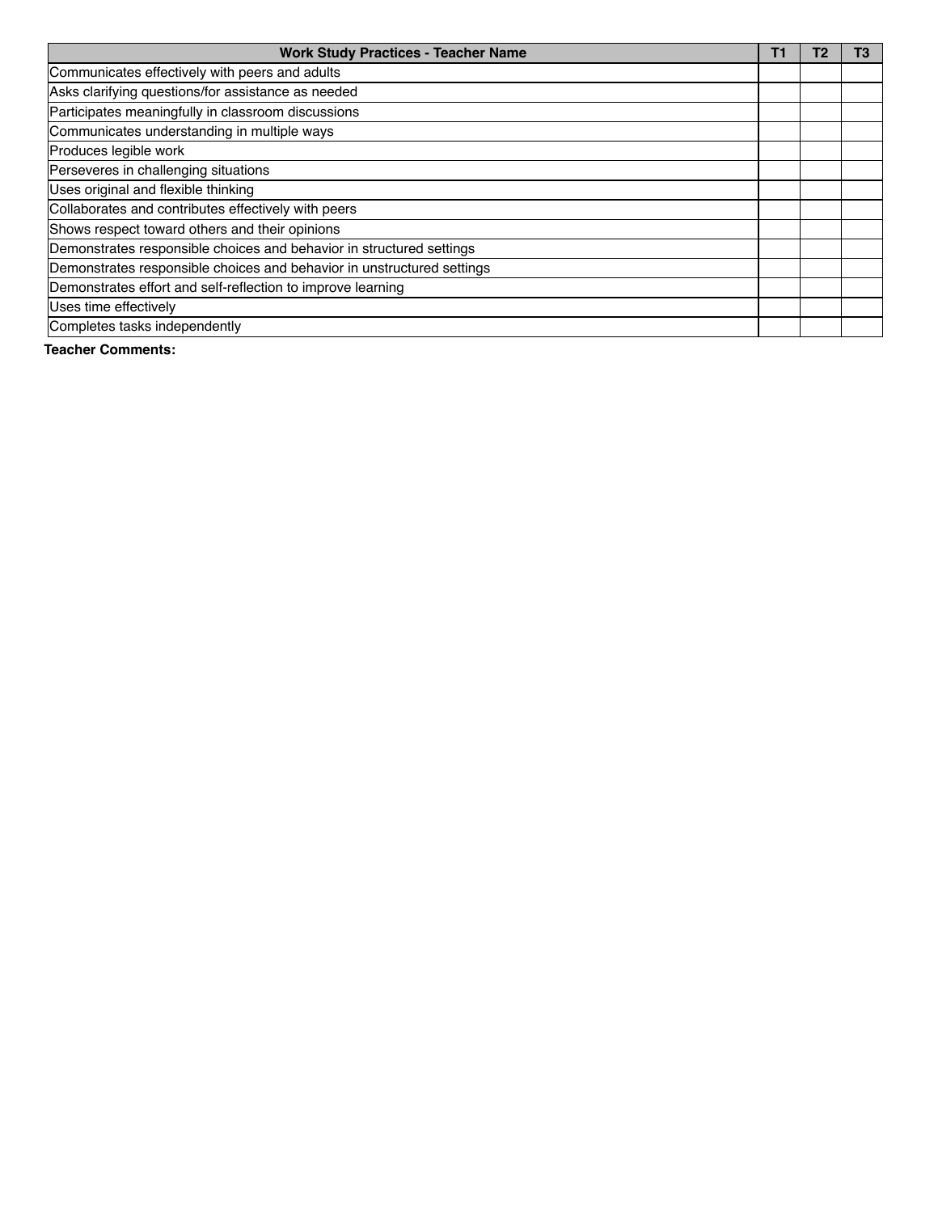| Work Study Practices - Teacher Name | T1 | T2 | T3 |
| --- | --- | --- | --- |
| Communicates effectively with peers and adults | | | |
| Asks clarifying questions/for assistance as needed | | | |
| Participates meaningfully in classroom discussions | | | |
| Communicates understanding in multiple ways | | | |
| Produces legible work | | | |
| Perseveres in challenging situations | | | |
| Uses original and flexible thinking | | | |
| Collaborates and contributes effectively with peers | | | |
| Shows respect toward others and their opinions | | | |
| Demonstrates responsible choices and behavior in structured settings | | | |
| Demonstrates responsible choices and behavior in unstructured settings | | | |
| Demonstrates effort and self-reflection to improve learning | | | |
| Uses time effectively | | | |
| Completes tasks independently | | | |

**Teacher Comments:**